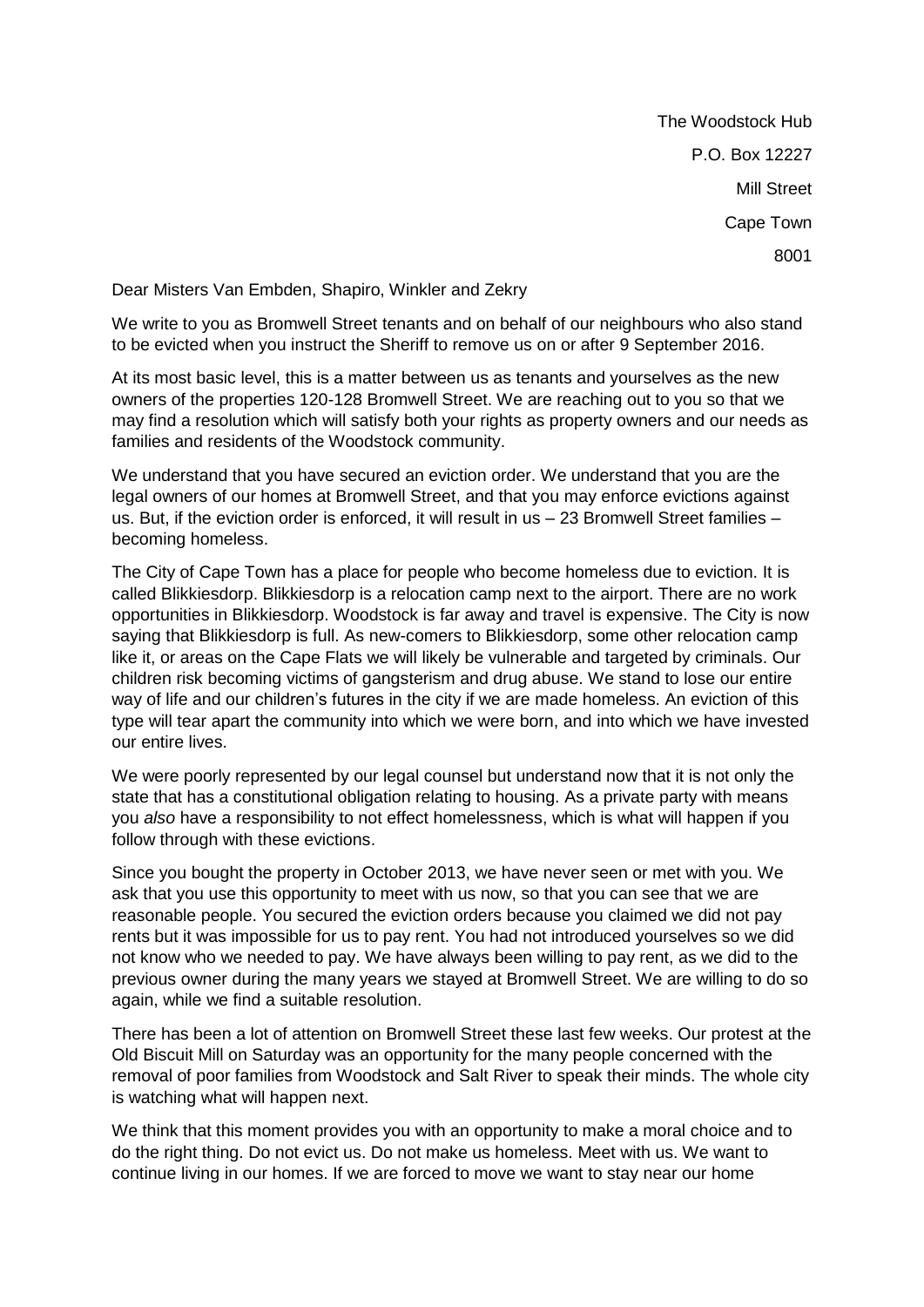The Woodstock Hub  
P.O. Box 12227  
Mill Street  
Cape Town  
8001

Dear Misters Van Embden, Shapiro, Winkler and Zekry

We write to you as Bromwell Street tenants and on behalf of our neighbours who also stand to be evicted when you instruct the Sheriff to remove us on or after 9 September 2016.

At its most basic level, this is a matter between us as tenants and yourselves as the new owners of the properties 120-128 Bromwell Street. We are reaching out to you so that we may find a resolution which will satisfy both your rights as property owners and our needs as families and residents of the Woodstock community.

We understand that you have secured an eviction order. We understand that you are the legal owners of our homes at Bromwell Street, and that you may enforce evictions against us. But, if the eviction order is enforced, it will result in us – 23 Bromwell Street families – becoming homeless.

The City of Cape Town has a place for people who become homeless due to eviction. It is called Blikkiesdorp. Blikkiesdorp is a relocation camp next to the airport. There are no work opportunities in Blikkiesdorp. Woodstock is far away and travel is expensive. The City is now saying that Blikkiesdorp is full. As new-comers to Blikkiesdorp, some other relocation camp like it, or areas on the Cape Flats we will likely be vulnerable and targeted by criminals. Our children risk becoming victims of gangsterism and drug abuse. We stand to lose our entire way of life and our children's futures in the city if we are made homeless. An eviction of this type will tear apart the community into which we were born, and into which we have invested our entire lives.

We were poorly represented by our legal counsel but understand now that it is not only the state that has a constitutional obligation relating to housing. As a private party with means you *also* have a responsibility to not effect homelessness, which is what will happen if you follow through with these evictions.

Since you bought the property in October 2013, we have never seen or met with you. We ask that you use this opportunity to meet with us now, so that you can see that we are reasonable people. You secured the eviction orders because you claimed we did not pay rents but it was impossible for us to pay rent. You had not introduced yourselves so we did not know who we needed to pay. We have always been willing to pay rent, as we did to the previous owner during the many years we stayed at Bromwell Street. We are willing to do so again, while we find a suitable resolution.

There has been a lot of attention on Bromwell Street these last few weeks. Our protest at the Old Biscuit Mill on Saturday was an opportunity for the many people concerned with the removal of poor families from Woodstock and Salt River to speak their minds. The whole city is watching what will happen next.

We think that this moment provides you with an opportunity to make a moral choice and to do the right thing. Do not evict us. Do not make us homeless. Meet with us. We want to continue living in our homes. If we are forced to move we want to stay near our home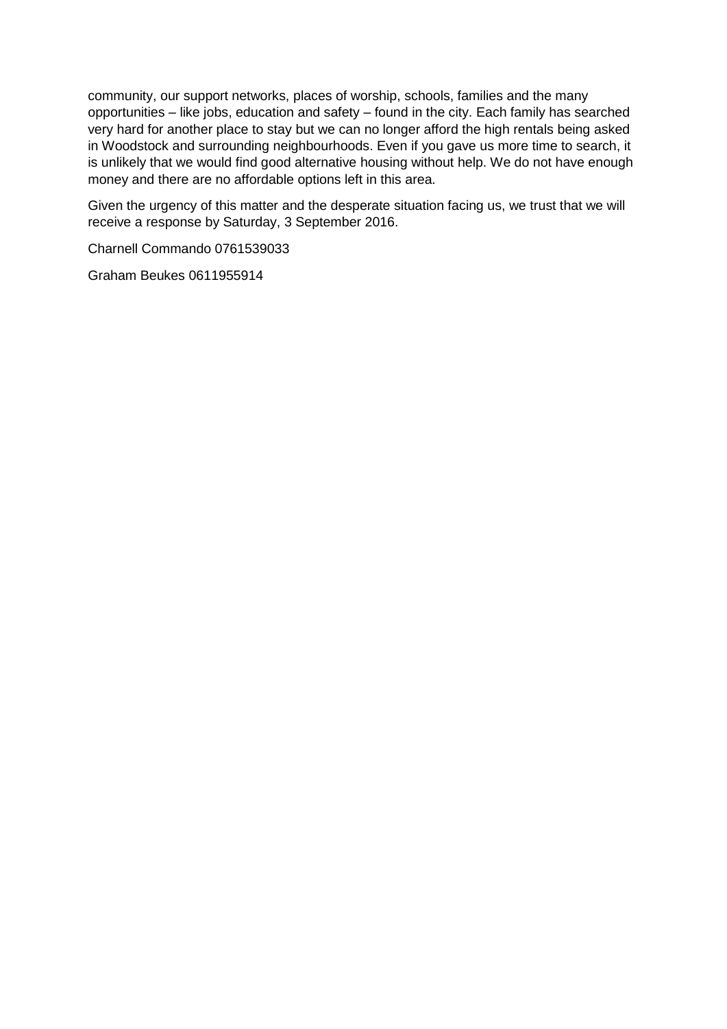community, our support networks, places of worship, schools, families and the many opportunities – like jobs, education and safety – found in the city. Each family has searched very hard for another place to stay but we can no longer afford the high rentals being asked in Woodstock and surrounding neighbourhoods. Even if you gave us more time to search, it is unlikely that we would find good alternative housing without help. We do not have enough money and there are no affordable options left in this area.

Given the urgency of this matter and the desperate situation facing us, we trust that we will receive a response by Saturday, 3 September 2016.

Charnell Commando 0761539033

Graham Beukes 0611955914